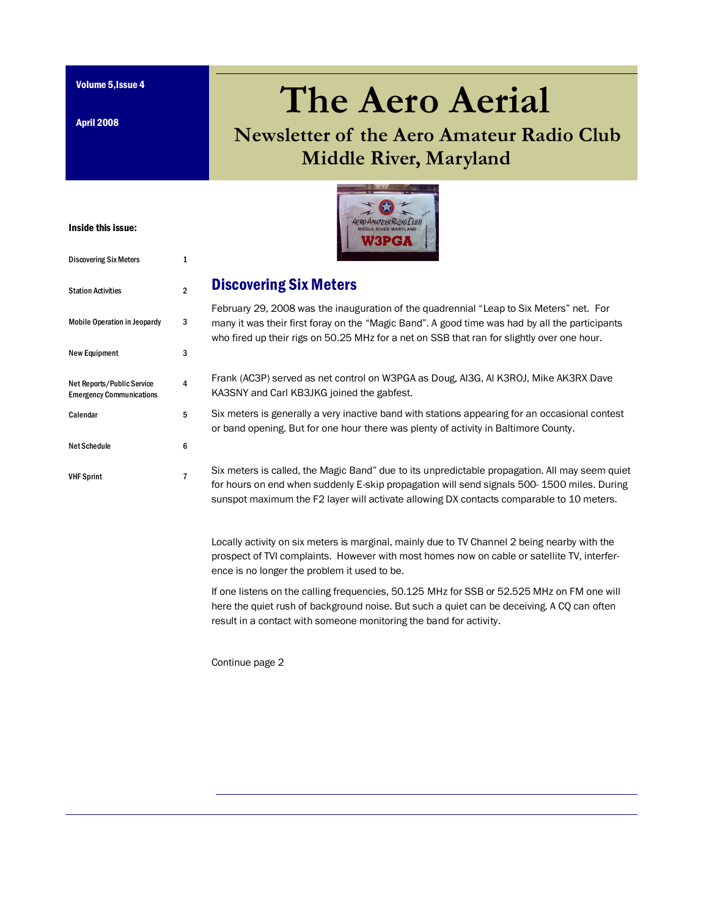Volume 5,Issue 4

April 2008

# The Aero Aerial

## Newsletter of the Aero Amateur Radio Club Middle River, Maryland

**Inside this issue:**

| | |
|---|---|
| Discovering Six Meters | 1 |
| Station Activities | 2 |
| Mobile Operation in Jeopardy | 3 |
| New Equipment | 3 |
| Net Reports/Public Service Emergency Communications | 4 |
| Calendar | 5 |
| Net Schedule | 6 |
| VHF Sprint | 7 |

## Discovering Six Meters

February 29, 2008 was the inauguration of the quadrennial "Leap to Six Meters" net. For many it was their first foray on the "Magic Band". A good time was had by all the participants who fired up their rigs on 50.25 MHz for a net on SSB that ran for slightly over one hour.

Frank (AC3P) served as net control on W3PGA as Doug, AI3G, Al K3ROJ, Mike AK3RX Dave KA3SNY and Carl KB3JKG joined the gabfest.

Six meters is generally a very inactive band with stations appearing for an occasional contest or band opening. But for one hour there was plenty of activity in Baltimore County.

Six meters is called, the Magic Band" due to its unpredictable propagation. All may seem quiet for hours on end when suddenly E-skip propagation will send signals 500- 1500 miles. During sunspot maximum the F2 layer will activate allowing DX contacts comparable to 10 meters.

Locally activity on six meters is marginal, mainly due to TV Channel 2 being nearby with the prospect of TVI complaints. However with most homes now on cable or satellite TV, interference is no longer the problem it used to be.

If one listens on the calling frequencies, 50.125 MHz for SSB or 52.525 MHz on FM one will here the quiet rush of background noise. But such a quiet can be deceiving. A CQ can often result in a contact with someone monitoring the band for activity.

Continue page 2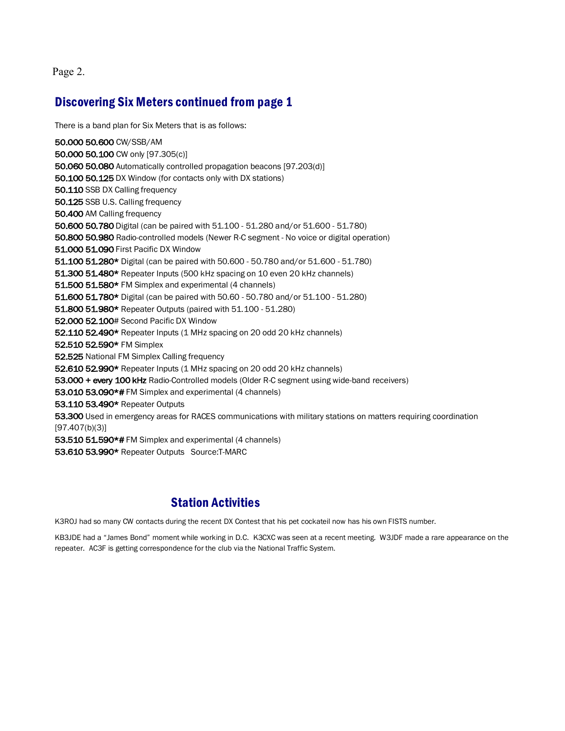## Discovering Six Meters continued from page 1

There is a band plan for Six Meters that is as follows:

**50.000 50.600** CW/SSB/AM
**50.000 50.100** CW only [97.305(c)]
**50.060 50.080** Automatically controlled propagation beacons [97.203(d)]
**50.100 50.125** DX Window (for contacts only with DX stations)
**50.110** SSB DX Calling frequency
**50.125** SSB U.S. Calling frequency
**50.400** AM Calling frequency
**50.600 50.780** Digital (can be paired with 51.100 - 51.280 and/or 51.600 - 51.780)
**50.800 50.980** Radio-controlled models (Newer R-C segment - No voice or digital operation)
**51.000 51.090** First Pacific DX Window
**51.100 51.280*** Digital (can be paired with 50.600 - 50.780 and/or 51.600 - 51.780)
**51.300 51.480*** Repeater Inputs (500 kHz spacing on 10 even 20 kHz channels)
**51.500 51.580*** FM Simplex and experimental (4 channels)
**51.600 51.780*** Digital (can be paired with 50.60 - 50.780 and/or 51.100 - 51.280)
**51.800 51.980*** Repeater Outputs (paired with 51.100 - 51.280)
**52.000 52.100**# Second Pacific DX Window
**52.110 52.490*** Repeater Inputs (1 MHz spacing on 20 odd 20 kHz channels)
**52.510 52.590*** FM Simplex
**52.525** National FM Simplex Calling frequency
**52.610 52.990*** Repeater Inputs (1 MHz spacing on 20 odd 20 kHz channels)
**53.000 + every 100 kHz** Radio-Controlled models (Older R-C segment using wide-band receivers)
**53.010 53.090*#** FM Simplex and experimental (4 channels)
**53.110 53.490*** Repeater Outputs
**53.300** Used in emergency areas for RACES communications with military stations on matters requiring coordination [97.407(b)(3)]
**53.510 51.590*#** FM Simplex and experimental (4 channels)
**53.610 53.990*** Repeater Outputs Source:T-MARC

## Station Activities

K3ROJ had so many CW contacts during the recent DX Contest that his pet cockateil now has his own FISTS number.

KB3JDE had a "James Bond" moment while working in D.C. K3CXC was seen at a recent meeting. W3JDF made a rare appearance on the repeater. AC3F is getting correspondence for the club via the National Traffic System.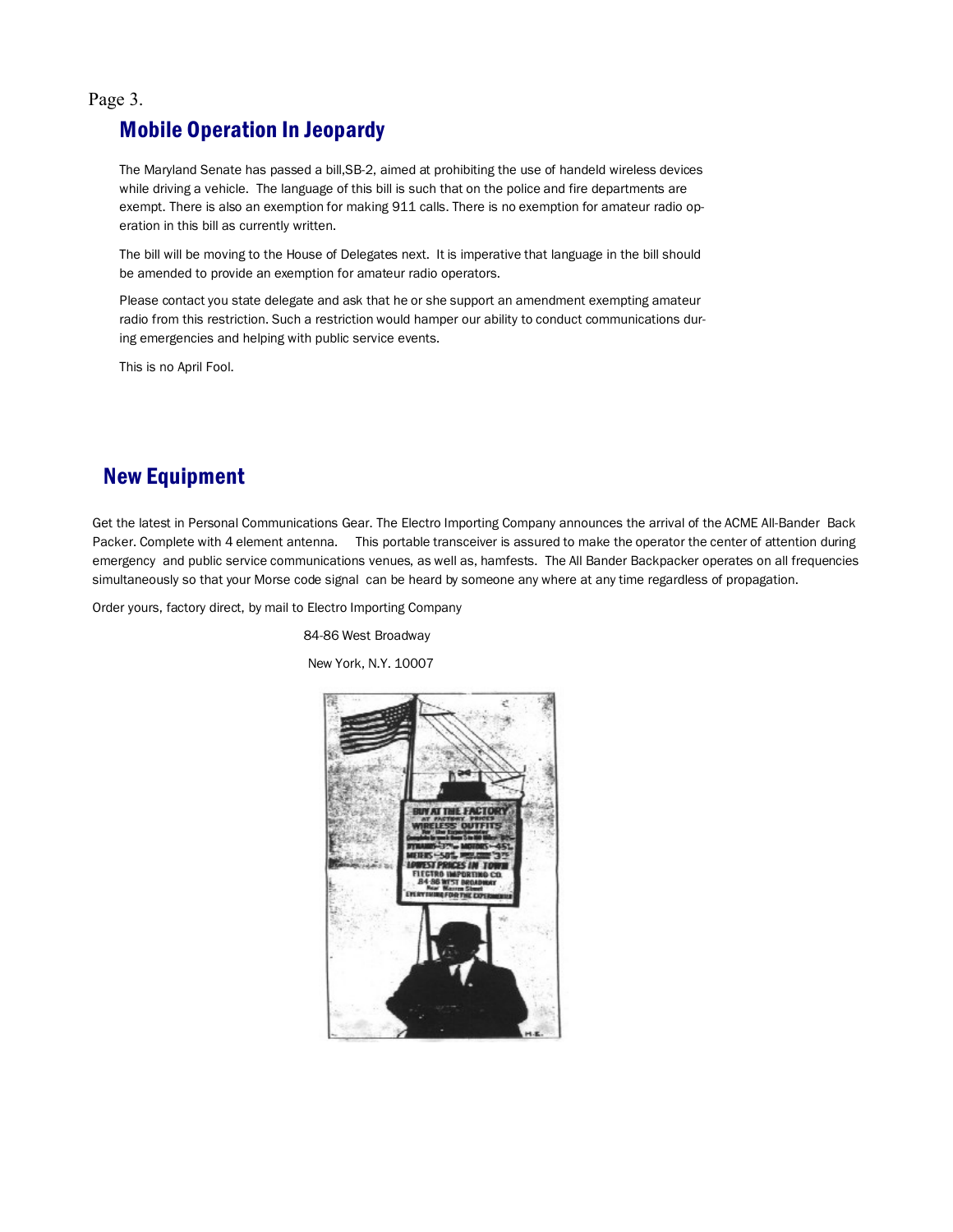## Mobile Operation In Jeopardy

The Maryland Senate has passed a bill,SB-2, aimed at prohibiting the use of handeld wireless devices while driving a vehicle. The language of this bill is such that on the police and fire departments are exempt. There is also an exemption for making 911 calls. There is no exemption for amateur radio operation in this bill as currently written.

The bill will be moving to the House of Delegates next. It is imperative that language in the bill should be amended to provide an exemption for amateur radio operators.

Please contact you state delegate and ask that he or she support an amendment exempting amateur radio from this restriction. Such a restriction would hamper our ability to conduct communications during emergencies and helping with public service events.

This is no April Fool.

## New Equipment

Get the latest in Personal Communications Gear. The Electro Importing Company announces the arrival of the ACME All-Bander Back Packer. Complete with 4 element antenna. This portable transceiver is assured to make the operator the center of attention during emergency and public service communications venues, as well as, hamfests. The All Bander Backpacker operates on all frequencies simultaneously so that your Morse code signal can be heard by someone any where at any time regardless of propagation.

Order yours, factory direct, by mail to Electro Importing Company

84-86 West Broadway

New York, N.Y. 10007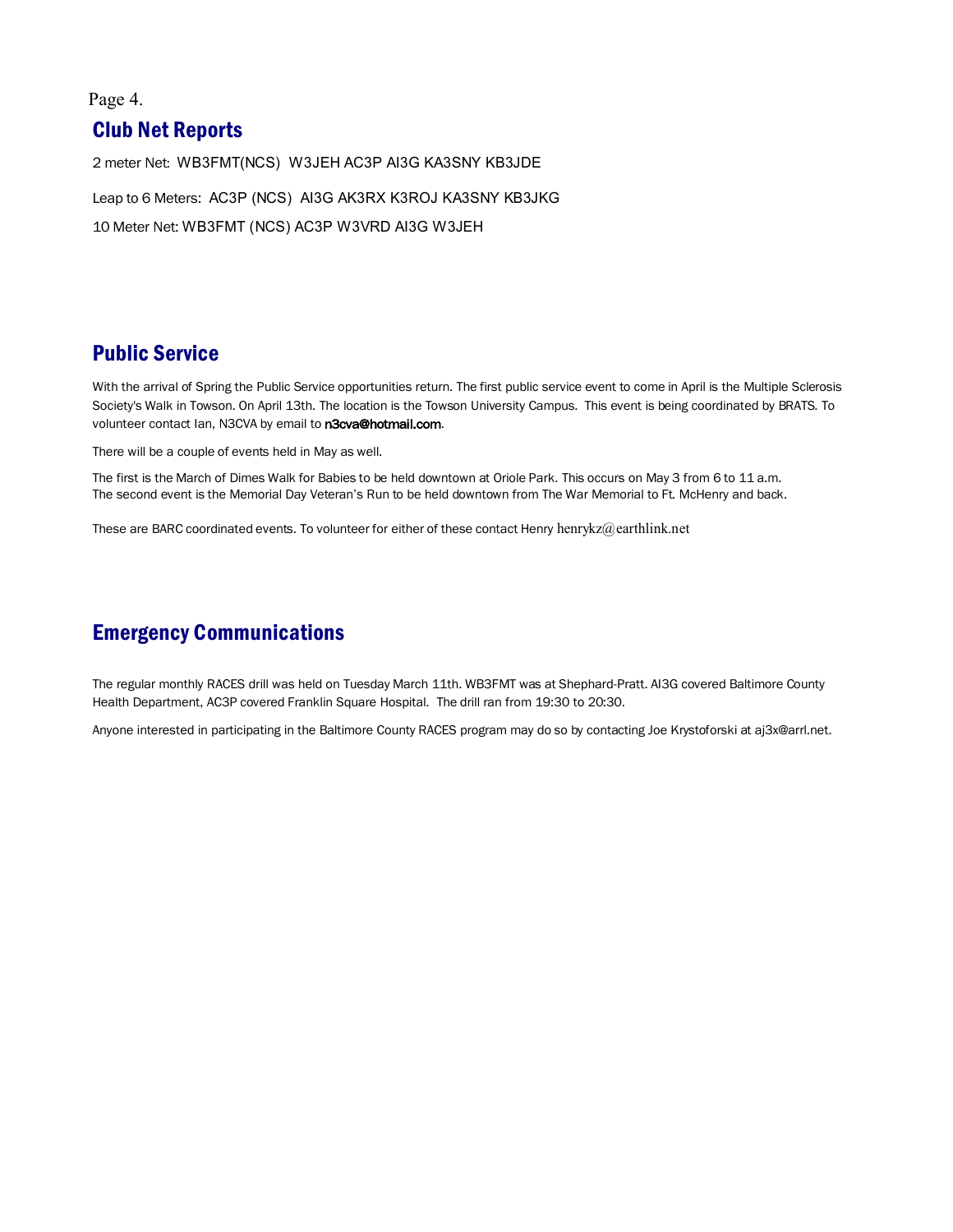## Club Net Reports

2 meter Net: WB3FMT(NCS) W3JEH AC3P AI3G KA3SNY KB3JDE

Leap to 6 Meters: AC3P (NCS) AI3G AK3RX K3ROJ KA3SNY KB3JKG

10 Meter Net: WB3FMT (NCS) AC3P W3VRD AI3G W3JEH

## Public Service

With the arrival of Spring the Public Service opportunities return. The first public service event to come in April is the Multiple Sclerosis Society's Walk in Towson. On April 13th. The location is the Towson University Campus. This event is being coordinated by BRATS. To volunteer contact Ian, N3CVA by email to **n3cva@hotmail.com**.

There will be a couple of events held in May as well.

The first is the March of Dimes Walk for Babies to be held downtown at Oriole Park. This occurs on May 3 from 6 to 11 a.m. The second event is the Memorial Day Veteran's Run to be held downtown from The War Memorial to Ft. McHenry and back.

These are BARC coordinated events. To volunteer for either of these contact Henry henrykz@earthlink.net

## Emergency Communications

The regular monthly RACES drill was held on Tuesday March 11th. WB3FMT was at Shephard-Pratt. AI3G covered Baltimore County Health Department, AC3P covered Franklin Square Hospital. The drill ran from 19:30 to 20:30.

Anyone interested in participating in the Baltimore County RACES program may do so by contacting Joe Krystoforski at aj3x@arrl.net.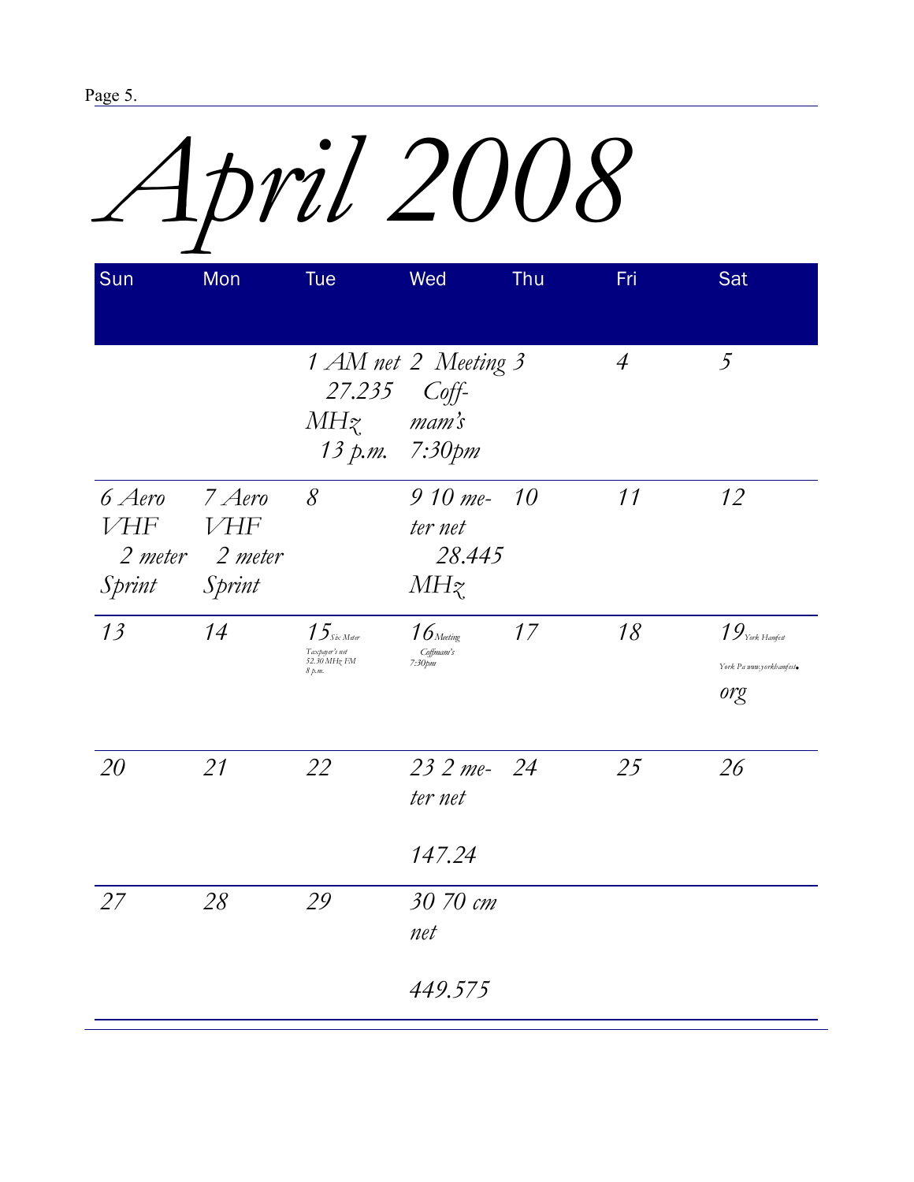# April 2008

| Sun | Mon | Tue | Wed | Thu | Fri | Sat |
|---|---|---|---|---|---|---|
| | | 1 AM net 27.235 MHz 13 p.m. | 2 Meeting Coff-mam's 7:30pm | 3 | 4 | 5 |
| 6 Aero VHF 2 meter Sprint | 7 Aero VHF 2 meter Sprint | 8 | 9 10 me-ter net 28.445 MHz | 10 | 11 | 12 |
| 13 | 14 | 15 Six Meter Taxpayer's net 52.30 MHz FM 8 p.m. | 16 Meeting Coffman's 7:30pm | 17 | 18 | 19 York Hamfest York Pa www.yorkhamfest.org |
| 20 | 21 | 22 | 23 2 me-ter net 147.24 | 24 | 25 | 26 |
| 27 | 28 | 29 | 30 70 cm net 449.575 | | | |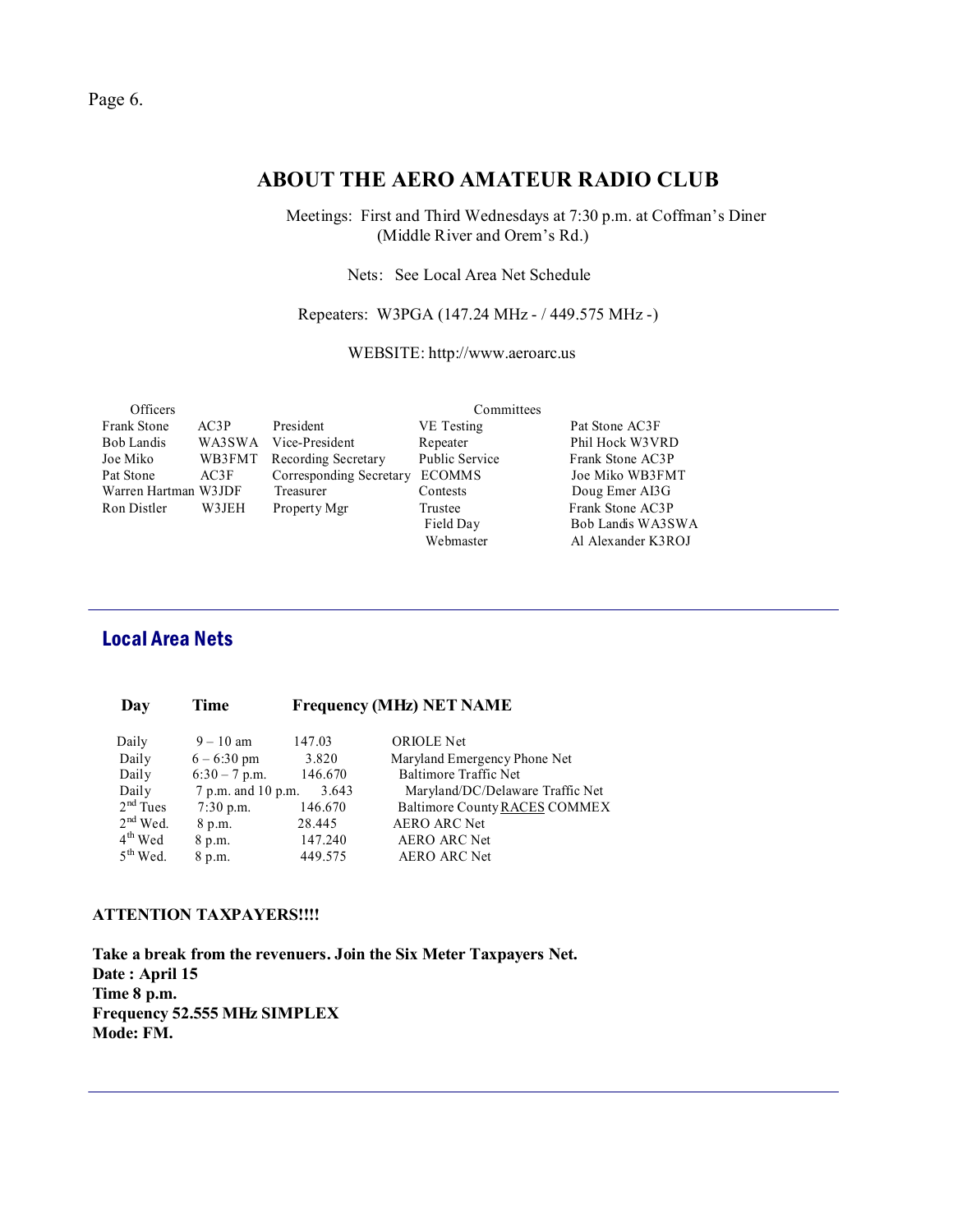## ABOUT THE AERO AMATEUR RADIO CLUB

Meetings: First and Third Wednesdays at 7:30 p.m. at Coffman's Diner (Middle River and Orem's Rd.)

Nets: See Local Area Net Schedule

Repeaters: W3PGA (147.24 MHz - / 449.575 MHz -)

WEBSITE: http://www.aeroarc.us

| Officers | | | Committees | |
|---|---|---|---|---|
| Frank Stone | AC3P | President | VE Testing | Pat Stone AC3F |
| Bob Landis | WA3SWA | Vice-President | Repeater | Phil Hock W3VRD |
| Joe Miko | WB3FMT | Recording Secretary | Public Service | Frank Stone AC3P |
| Pat Stone | AC3F | Corresponding Secretary | ECOMMS | Joe Miko WB3FMT |
| Warren Hartman | W3JDF | Treasurer | Contests | Doug Emer AI3G |
| Ron Distler | W3JEH | Property Mgr | Trustee | Frank Stone AC3P |
| | | | Field Day | Bob Landis WA3SWA |
| | | | Webmaster | Al Alexander K3ROJ |

---

## Local Area Nets

| Day | Time | Frequency (MHz) | NET NAME |
|---|---|---|---|
| Daily | 9 – 10 am | 147.03 | ORIOLE Net |
| Daily | 6 – 6:30 pm | 3.820 | Maryland Emergency Phone Net |
| Daily | 6:30 – 7 p.m. | 146.670 | Baltimore Traffic Net |
| Daily | 7 p.m. and 10 p.m. | 3.643 | Maryland/DC/Delaware Traffic Net |
| 2nd Tues | 7:30 p.m. | 146.670 | Baltimore County RACES COMMEX |
| 2nd Wed. | 8 p.m. | 28.445 | AERO ARC Net |
| 4th Wed | 8 p.m. | 147.240 | AERO ARC Net |
| 5th Wed. | 8 p.m. | 449.575 | AERO ARC Net |

**ATTENTION TAXPAYERS!!!!**

**Take a break from the revenuers. Join the Six Meter Taxpayers Net.**
**Date : April 15**
**Time 8 p.m.**
**Frequency 52.555 MHz SIMPLEX**
**Mode: FM.**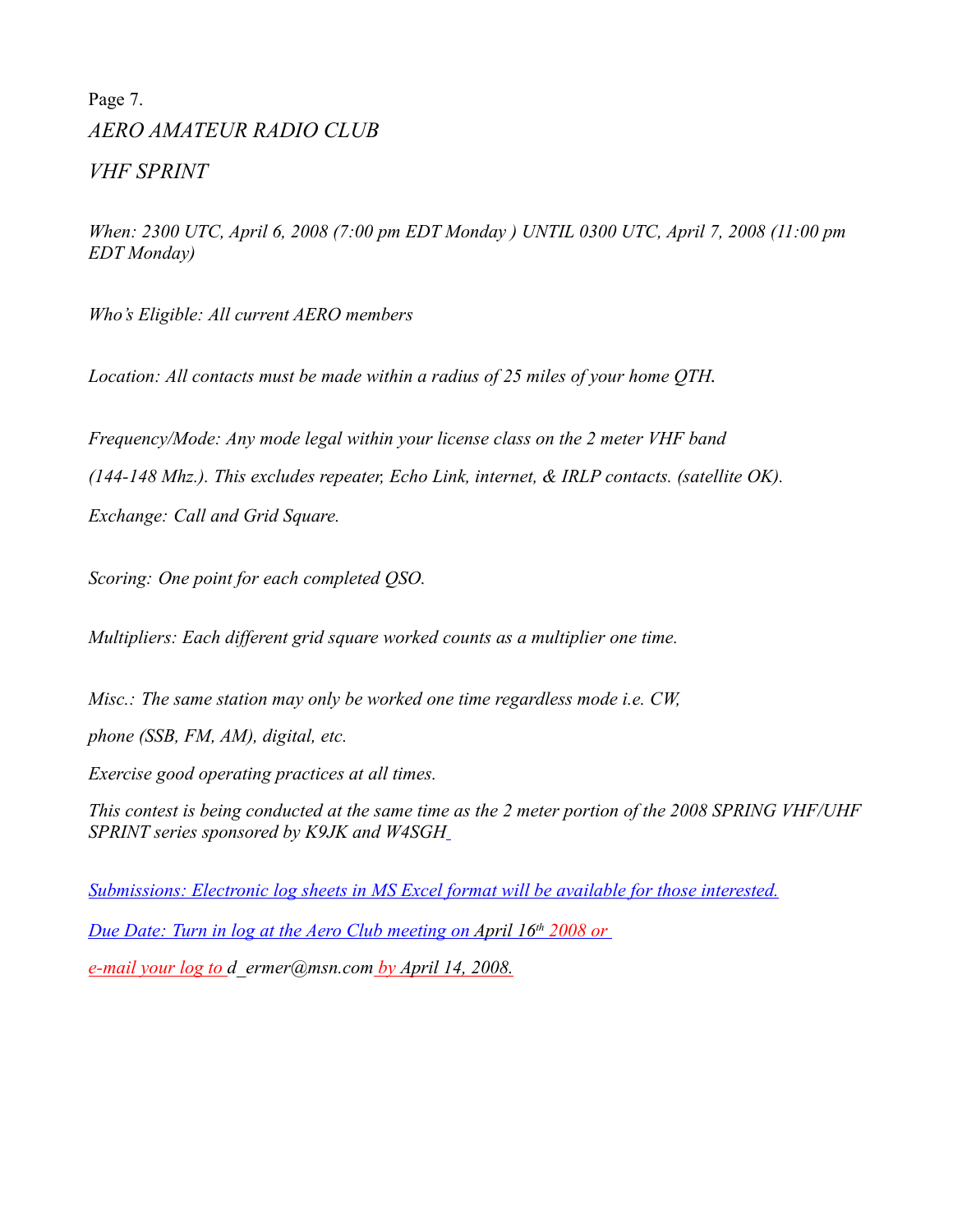*AERO AMATEUR RADIO CLUB*

*VHF SPRINT*

*When: 2300 UTC, April 6, 2008 (7:00 pm EDT Monday ) UNTIL 0300 UTC, April 7, 2008 (11:00 pm EDT Monday)*

*Who's Eligible: All current AERO members*

*Location: All contacts must be made within a radius of 25 miles of your home QTH.*

*Frequency/Mode: Any mode legal within your license class on the 2 meter VHF band*

*(144-148 Mhz.). This excludes repeater, Echo Link, internet, & IRLP contacts. (satellite OK).*

*Exchange: Call and Grid Square.*

*Scoring: One point for each completed QSO.*

*Multipliers: Each different grid square worked counts as a multiplier one time.*

*Misc.: The same station may only be worked one time regardless mode i.e. CW,*

*phone (SSB, FM, AM), digital, etc.*

*Exercise good operating practices at all times.*

*This contest is being conducted at the same time as the 2 meter portion of the 2008 SPRING VHF/UHF SPRINT series sponsored by K9JK and W4SGH*

*Submissions: Electronic log sheets in MS Excel format will be available for those interested.*

*Due Date: Turn in log at the Aero Club meeting on April 16th 2008 or*

*e-mail your log to d_ermer@msn.com by April 14, 2008.*